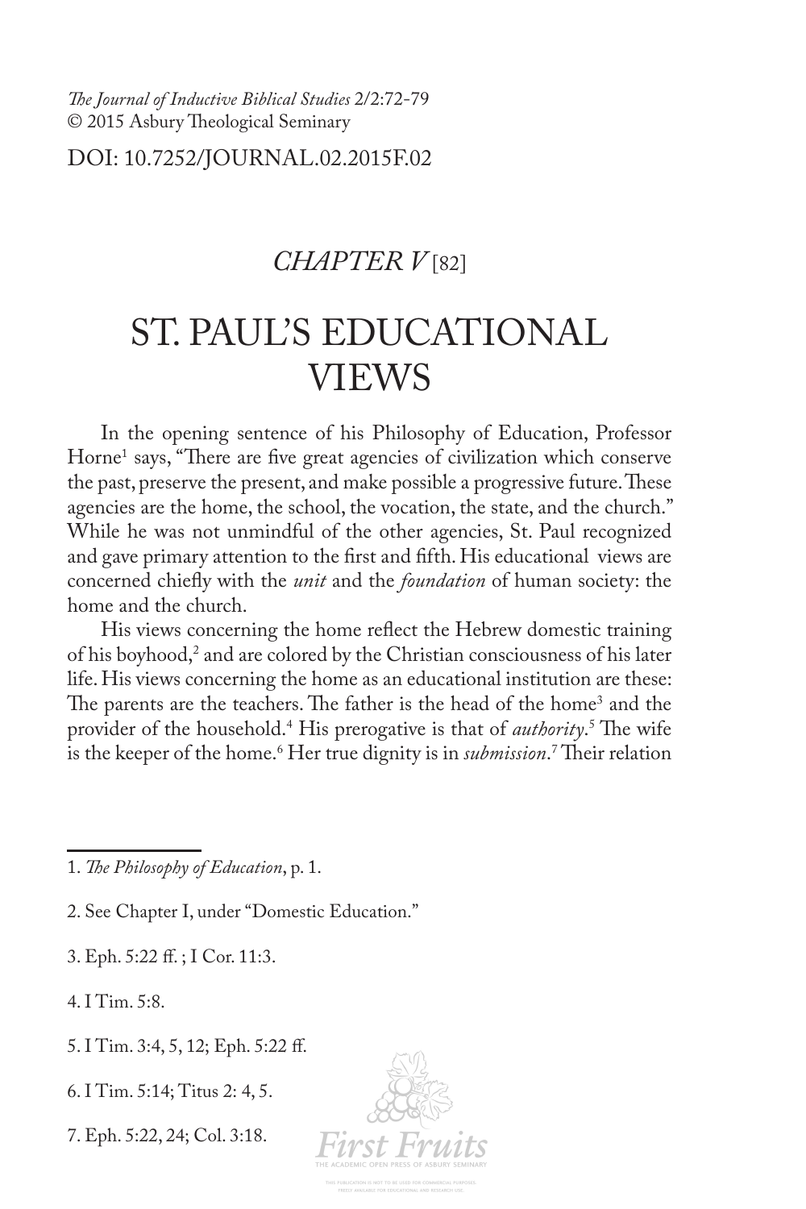*The Journal of Inductive Biblical Studies* 2/2:72-79
© 2015 Asbury Theological Seminary

DOI: 10.7252/JOURNAL.02.2015F.02

## *CHAPTER V* [82]

# ST. PAUL'S EDUCATIONAL VIEWS

In the opening sentence of his Philosophy of Education, Professor Horne[1] says, "There are five great agencies of civilization which conserve the past, preserve the present, and make possible a progressive future. These agencies are the home, the school, the vocation, the state, and the church." While he was not unmindful of the other agencies, St. Paul recognized and gave primary attention to the first and fifth. His educational views are concerned chiefly with the *unit* and the *foundation* of human society: the home and the church.

His views concerning the home reflect the Hebrew domestic training of his boyhood,[2] and are colored by the Christian consciousness of his later life. His views concerning the home as an educational institution are these: The parents are the teachers. The father is the head of the home[3] and the provider of the household.[4] His prerogative is that of *authority*.[5] The wife is the keeper of the home.[6] Her true dignity is in *submission*.[7] Their relation

---

1. *The Philosophy of Education*, p. 1.

2. See Chapter I, under "Domestic Education."

3. Eph. 5:22 ff. ; I Cor. 11:3.

4. I Tim. 5:8.

5. I Tim. 3:4, 5, 12; Eph. 5:22 ff.

6. I Tim. 5:14; Titus 2: 4, 5.

7. Eph. 5:22, 24; Col. 3:18.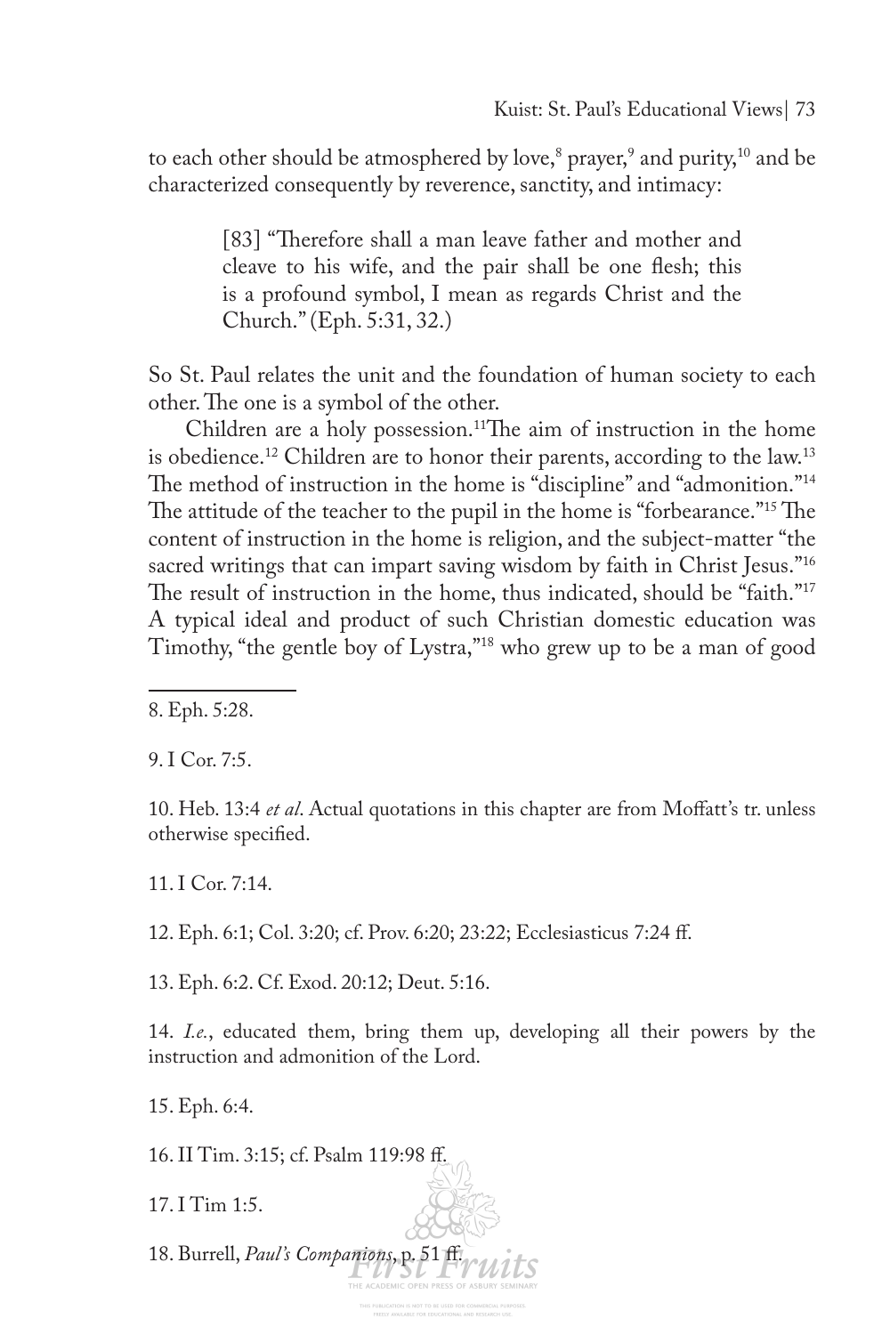to each other should be atmosphered by love,[8] prayer,[9] and purity,[10] and be characterized consequently by reverence, sanctity, and intimacy:

> [83] "Therefore shall a man leave father and mother and cleave to his wife, and the pair shall be one flesh; this is a profound symbol, I mean as regards Christ and the Church." (Eph. 5:31, 32.)

So St. Paul relates the unit and the foundation of human society to each other. The one is a symbol of the other.

Children are a holy possession.[11]The aim of instruction in the home is obedience.[12] Children are to honor their parents, according to the law.[13] The method of instruction in the home is "discipline" and "admonition."[14] The attitude of the teacher to the pupil in the home is "forbearance."[15] The content of instruction in the home is religion, and the subject-matter "the sacred writings that can impart saving wisdom by faith in Christ Jesus."[16] The result of instruction in the home, thus indicated, should be "faith."[17] A typical ideal and product of such Christian domestic education was Timothy, "the gentle boy of Lystra,"[18] who grew up to be a man of good

---

8. Eph. 5:28.

9. I Cor. 7:5.

10. Heb. 13:4 *et al*. Actual quotations in this chapter are from Moffatt's tr. unless otherwise specified.

11. I Cor. 7:14.

12. Eph. 6:1; Col. 3:20; cf. Prov. 6:20; 23:22; Ecclesiasticus 7:24 ff.

13. Eph. 6:2. Cf. Exod. 20:12; Deut. 5:16.

14. *I.e.*, educated them, bring them up, developing all their powers by the instruction and admonition of the Lord.

15. Eph. 6:4.

16. II Tim. 3:15; cf. Psalm 119:98 ff.

17. I Tim 1:5.

18. Burrell, *Paul's Companions*, p. 51 ff.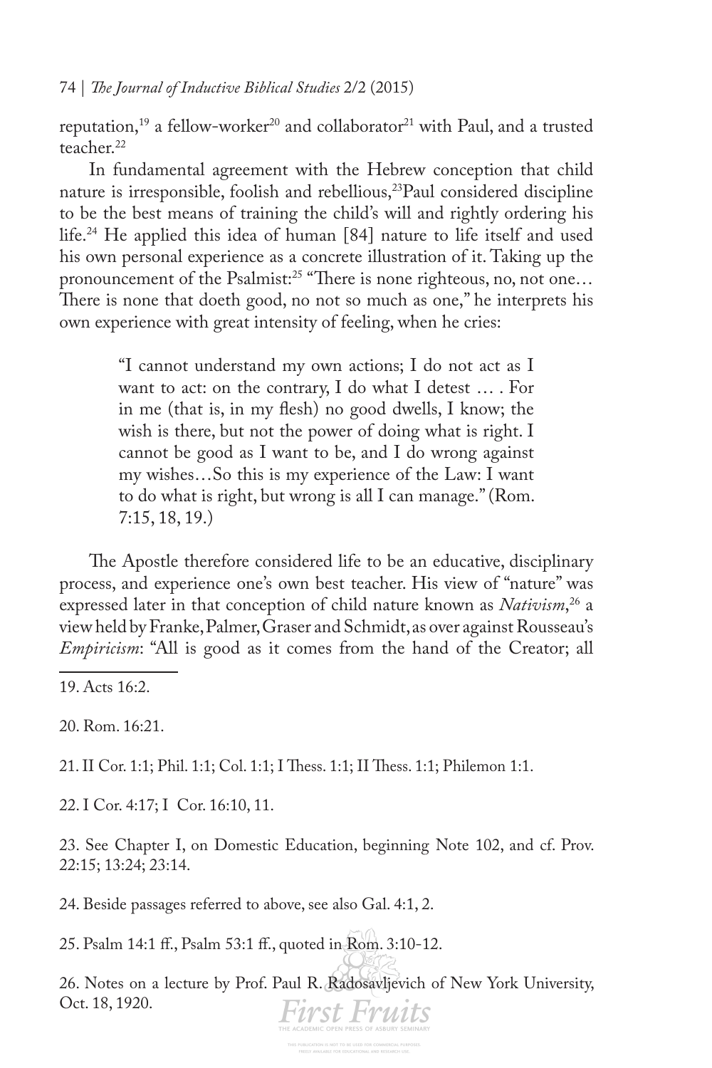reputation,[19] a fellow-worker[20] and collaborator[21] with Paul, and a trusted teacher.[22]

In fundamental agreement with the Hebrew conception that child nature is irresponsible, foolish and rebellious,[23] Paul considered discipline to be the best means of training the child's will and rightly ordering his life.[24] He applied this idea of human [84] nature to life itself and used his own personal experience as a concrete illustration of it. Taking up the pronouncement of the Psalmist:[25] "There is none righteous, no, not one… There is none that doeth good, no not so much as one," he interprets his own experience with great intensity of feeling, when he cries:

> "I cannot understand my own actions; I do not act as I want to act: on the contrary, I do what I detest … . For in me (that is, in my flesh) no good dwells, I know; the wish is there, but not the power of doing what is right. I cannot be good as I want to be, and I do wrong against my wishes…So this is my experience of the Law: I want to do what is right, but wrong is all I can manage." (Rom. 7:15, 18, 19.)

The Apostle therefore considered life to be an educative, disciplinary process, and experience one's own best teacher. His view of "nature" was expressed later in that conception of child nature known as *Nativism*,[26] a view held by Franke, Palmer, Graser and Schmidt, as over against Rousseau's *Empiricism*: "All is good as it comes from the hand of the Creator; all

---

19. Acts 16:2.

20. Rom. 16:21.

21. II Cor. 1:1; Phil. 1:1; Col. 1:1; I Thess. 1:1; II Thess. 1:1; Philemon 1:1.

22. I Cor. 4:17; I Cor. 16:10, 11.

23. See Chapter I, on Domestic Education, beginning Note 102, and cf. Prov. 22:15; 13:24; 23:14.

24. Beside passages referred to above, see also Gal. 4:1, 2.

25. Psalm 14:1 ff., Psalm 53:1 ff., quoted in Rom. 3:10-12.

26. Notes on a lecture by Prof. Paul R. Radosavljevich of New York University, Oct. 18, 1920.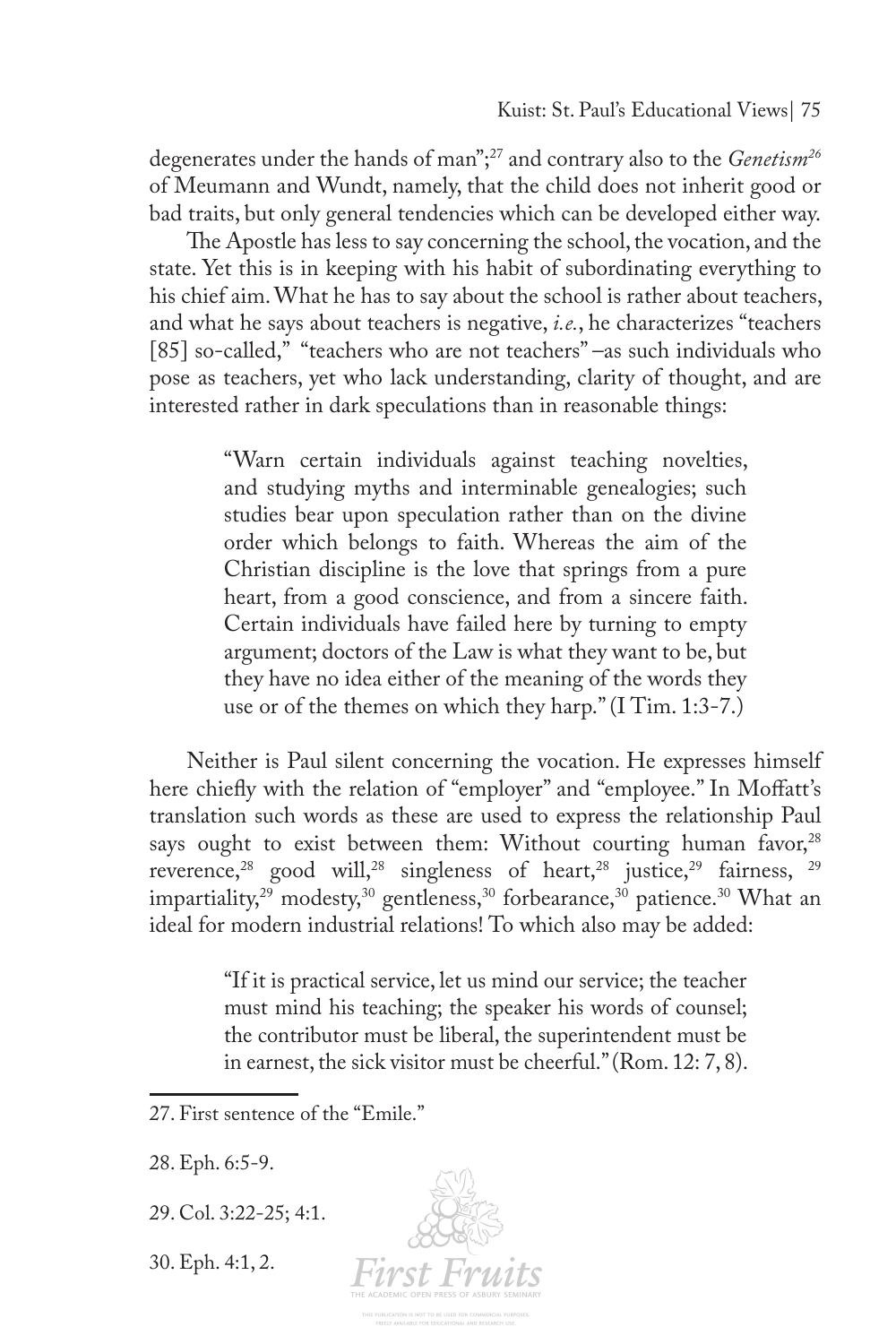degenerates under the hands of man";[27] and contrary also to the *Genetism*[26] of Meumann and Wundt, namely, that the child does not inherit good or bad traits, but only general tendencies which can be developed either way.

The Apostle has less to say concerning the school, the vocation, and the state. Yet this is in keeping with his habit of subordinating everything to his chief aim. What he has to say about the school is rather about teachers, and what he says about teachers is negative, *i.e.*, he characterizes "teachers [85] so-called," "teachers who are not teachers" –as such individuals who pose as teachers, yet who lack understanding, clarity of thought, and are interested rather in dark speculations than in reasonable things:

> "Warn certain individuals against teaching novelties, and studying myths and interminable genealogies; such studies bear upon speculation rather than on the divine order which belongs to faith. Whereas the aim of the Christian discipline is the love that springs from a pure heart, from a good conscience, and from a sincere faith. Certain individuals have failed here by turning to empty argument; doctors of the Law is what they want to be, but they have no idea either of the meaning of the words they use or of the themes on which they harp." (I Tim. 1:3-7.)

Neither is Paul silent concerning the vocation. He expresses himself here chiefly with the relation of "employer" and "employee." In Moffatt's translation such words as these are used to express the relationship Paul says ought to exist between them: Without courting human favor,[28] reverence,[28] good will,[28] singleness of heart,[28] justice,[29] fairness, [29] impartiality,[29] modesty,[30] gentleness,[30] forbearance,[30] patience.[30] What an ideal for modern industrial relations! To which also may be added:

> "If it is practical service, let us mind our service; the teacher must mind his teaching; the speaker his words of counsel; the contributor must be liberal, the superintendent must be in earnest, the sick visitor must be cheerful." (Rom. 12: 7, 8).

---

27. First sentence of the "Emile."

28. Eph. 6:5-9.

29. Col. 3:22-25; 4:1.

30. Eph. 4:1, 2.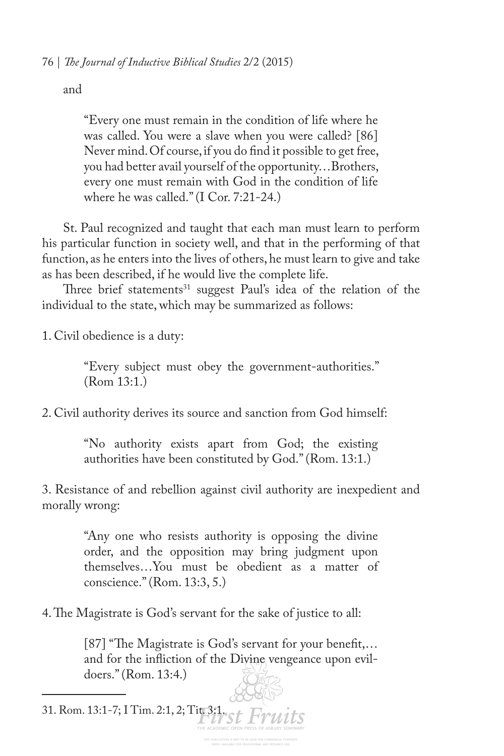and

> "Every one must remain in the condition of life where he was called. You were a slave when you were called? [86] Never mind. Of course, if you do find it possible to get free, you had better avail yourself of the opportunity…Brothers, every one must remain with God in the condition of life where he was called." (I Cor. 7:21-24.)

St. Paul recognized and taught that each man must learn to perform his particular function in society well, and that in the performing of that function, as he enters into the lives of others, he must learn to give and take as has been described, if he would live the complete life.

Three brief statements[31] suggest Paul's idea of the relation of the individual to the state, which may be summarized as follows:

1. Civil obedience is a duty:

> "Every subject must obey the government-authorities." (Rom 13:1.)

2. Civil authority derives its source and sanction from God himself:

> "No authority exists apart from God; the existing authorities have been constituted by God." (Rom. 13:1.)

3. Resistance of and rebellion against civil authority are inexpedient and morally wrong:

> "Any one who resists authority is opposing the divine order, and the opposition may bring judgment upon themselves…You must be obedient as a matter of conscience." (Rom. 13:3, 5.)

4. The Magistrate is God's servant for the sake of justice to all:

> [87] "The Magistrate is God's servant for your benefit,… and for the infliction of the Divine vengeance upon evil-doers." (Rom. 13:4.)

31. Rom. 13:1-7; I Tim. 2:1, 2; Tit. 3:1.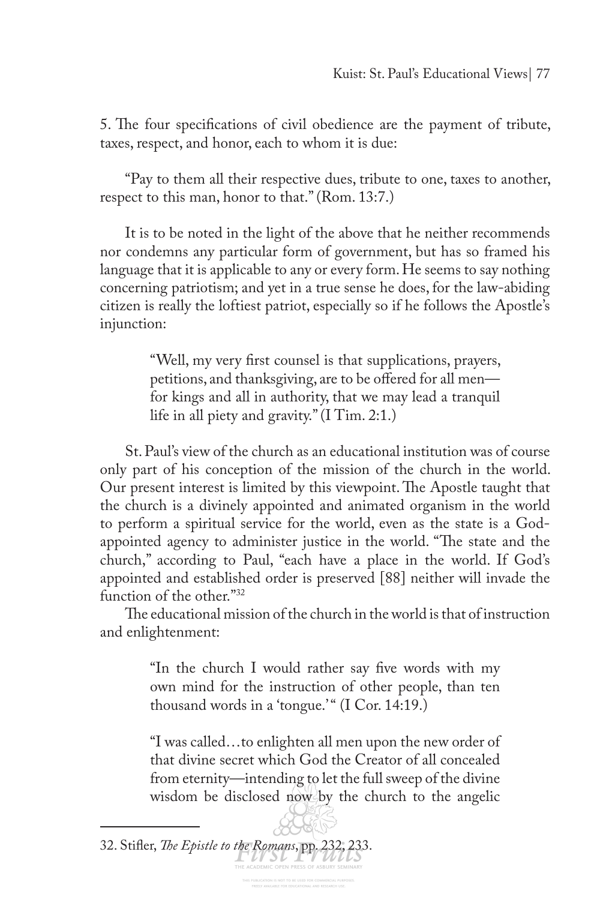5. The four specifications of civil obedience are the payment of tribute, taxes, respect, and honor, each to whom it is due:

"Pay to them all their respective dues, tribute to one, taxes to another, respect to this man, honor to that." (Rom. 13:7.)

It is to be noted in the light of the above that he neither recommends nor condemns any particular form of government, but has so framed his language that it is applicable to any or every form. He seems to say nothing concerning patriotism; and yet in a true sense he does, for the law-abiding citizen is really the loftiest patriot, especially so if he follows the Apostle's injunction:

> "Well, my very first counsel is that supplications, prayers, petitions, and thanksgiving, are to be offered for all men—for kings and all in authority, that we may lead a tranquil life in all piety and gravity." (I Tim. 2:1.)

St. Paul's view of the church as an educational institution was of course only part of his conception of the mission of the church in the world. Our present interest is limited by this viewpoint. The Apostle taught that the church is a divinely appointed and animated organism in the world to perform a spiritual service for the world, even as the state is a God-appointed agency to administer justice in the world. "The state and the church," according to Paul, "each have a place in the world. If God's appointed and established order is preserved [88] neither will invade the function of the other."[32]

The educational mission of the church in the world is that of instruction and enlightenment:

> "In the church I would rather say five words with my own mind for the instruction of other people, than ten thousand words in a 'tongue.'" (I Cor. 14:19.)

> "I was called…to enlighten all men upon the new order of that divine secret which God the Creator of all concealed from eternity—intending to let the full sweep of the divine wisdom be disclosed now by the church to the angelic

32. Stifler, *The Epistle to the Romans*, pp. 232, 233.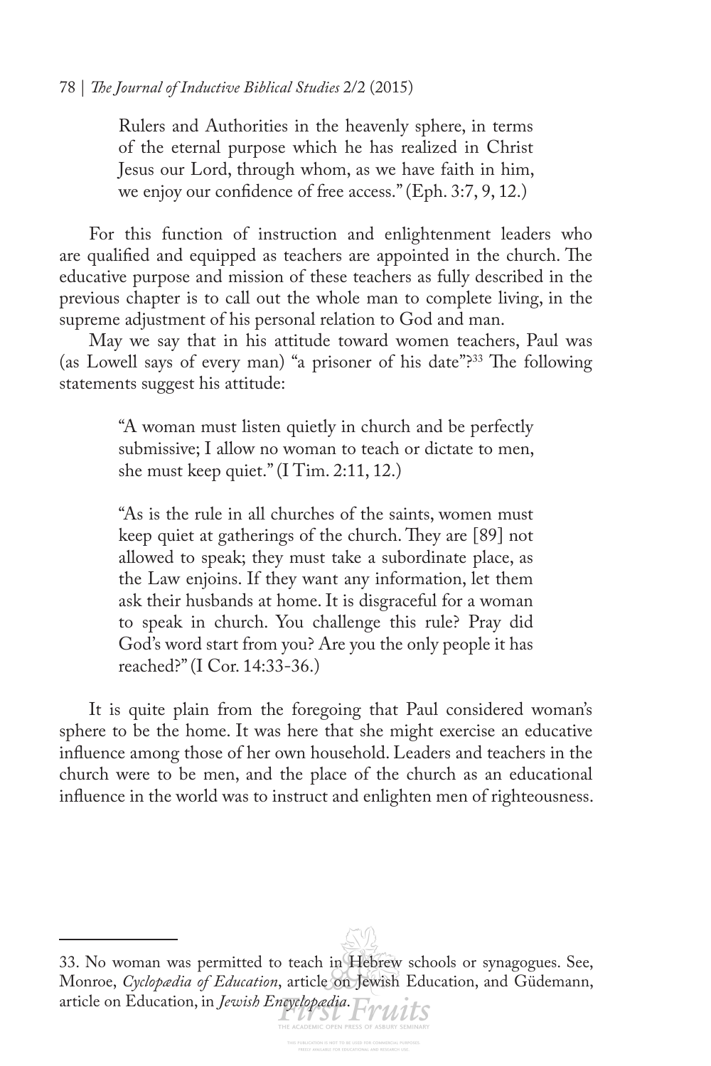> Rulers and Authorities in the heavenly sphere, in terms of the eternal purpose which he has realized in Christ Jesus our Lord, through whom, as we have faith in him, we enjoy our confidence of free access." (Eph. 3:7, 9, 12.)

For this function of instruction and enlightenment leaders who are qualified and equipped as teachers are appointed in the church. The educative purpose and mission of these teachers as fully described in the previous chapter is to call out the whole man to complete living, in the supreme adjustment of his personal relation to God and man.

May we say that in his attitude toward women teachers, Paul was (as Lowell says of every man) "a prisoner of his date"?[33] The following statements suggest his attitude:

> "A woman must listen quietly in church and be perfectly submissive; I allow no woman to teach or dictate to men, she must keep quiet." (I Tim. 2:11, 12.)

> "As is the rule in all churches of the saints, women must keep quiet at gatherings of the church. They are [89] not allowed to speak; they must take a subordinate place, as the Law enjoins. If they want any information, let them ask their husbands at home. It is disgraceful for a woman to speak in church. You challenge this rule? Pray did God's word start from you? Are you the only people it has reached?" (I Cor. 14:33-36.)

It is quite plain from the foregoing that Paul considered woman's sphere to be the home. It was here that she might exercise an educative influence among those of her own household. Leaders and teachers in the church were to be men, and the place of the church as an educational influence in the world was to instruct and enlighten men of righteousness.

---

33. No woman was permitted to teach in Hebrew schools or synagogues. See, Monroe, *Cyclopædia of Education*, article on Jewish Education, and Güdemann, article on Education, in *Jewish Encyclopædia*.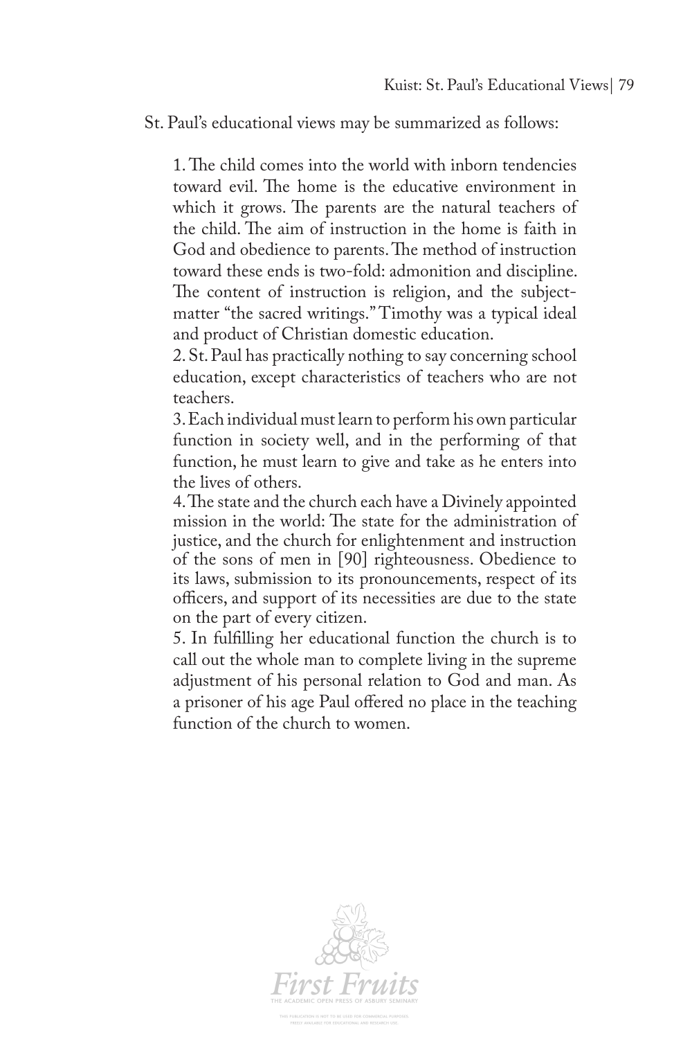St. Paul's educational views may be summarized as follows:

1. The child comes into the world with inborn tendencies toward evil. The home is the educative environment in which it grows. The parents are the natural teachers of the child. The aim of instruction in the home is faith in God and obedience to parents. The method of instruction toward these ends is two-fold: admonition and discipline. The content of instruction is religion, and the subject-matter "the sacred writings." Timothy was a typical ideal and product of Christian domestic education.
2. St. Paul has practically nothing to say concerning school education, except characteristics of teachers who are not teachers.
3. Each individual must learn to perform his own particular function in society well, and in the performing of that function, he must learn to give and take as he enters into the lives of others.
4. The state and the church each have a Divinely appointed mission in the world: The state for the administration of justice, and the church for enlightenment and instruction of the sons of men in [90] righteousness. Obedience to its laws, submission to its pronouncements, respect of its officers, and support of its necessities are due to the state on the part of every citizen.
5. In fulfilling her educational function the church is to call out the whole man to complete living in the supreme adjustment of his personal relation to God and man. As a prisoner of his age Paul offered no place in the teaching function of the church to women.